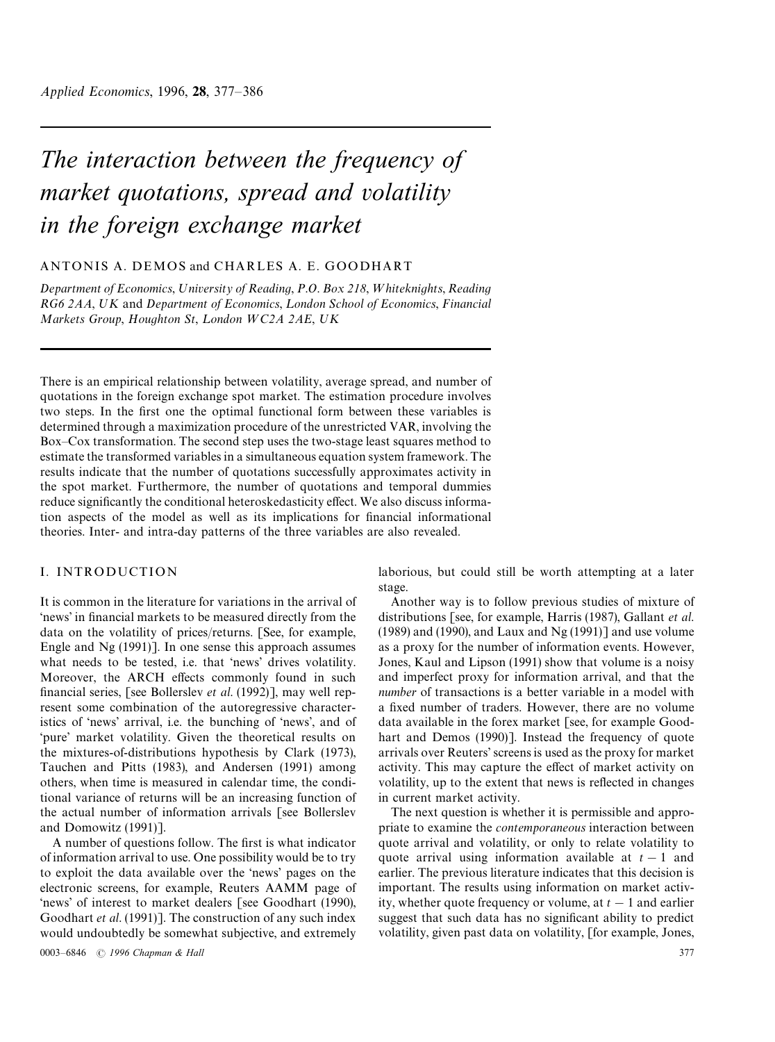# The interaction between the frequency of market quotations, spread and volatility in the foreign exchange market

ANTONIS A. DEMOS and CHARLES A. E. GOODHART

*Department of Economics, University of Reading, P.O. Box 218, Whiteknights, Reading RG6 2AA, UK and Department of Economics, London School of Economics, Financial Markets Group, Houghton St, London WC2A 2AE, UK*

There is an empirical relationship between volatility, average spread, and number of quotations in the foreign exchange spot market. The estimation procedure involves two steps. In the first one the optimal functional form between these variables is determined through a maximization procedure of the unrestricted VAR, involving the Box–Cox transformation. The second step uses the two-stage least squares method to estimate the transformed variables in a simultaneous equation system framework. The results indicate that the number of quotations successfully approximates activity in the spot market. Furthermore, the number of quotations and temporal dummies reduce significantly the conditional heteroskedasticity effect. We also discuss information aspects of the model as well as its implications for financial informational theories. Inter- and intra-day patterns of the three variables are also revealed.

## I. INTRODUCTION

It is common in the literature for variations in the arrival of 'news' in financial markets to be measured directly from the data on the volatility of prices/returns. [See, for example, Engle and Ng (1991)]. In one sense this approach assumes what needs to be tested, i.e. that 'news' drives volatility. Moreover, the ARCH effects commonly found in such financial series, [see Bollerslev *et al*. (1992)], may well represent some combination of the autoregressive characteristics of 'news' arrival, i.e. the bunching of 'news', and of 'pure' market volatility. Given the theoretical results on the mixtures-of-distributions hypothesis by Clark (1973), Tauchen and Pitts (1983), and Andersen (1991) among others, when time is measured in calendar time, the conditional variance of returns will be an increasing function of the actual number of information arrivals [see Bollerslev and Domowitz (1991)].

A number of questions follow. The first is what indicator of information arrival to use. One possibility would be to try to exploit the data available over the 'news' pages on the electronic screens, for example, Reuters AAMM page of 'news' of interest to market dealers [see Goodhart (1990), Goodhart *et al*. (1991)]. The construction of any such index would undoubtedly be somewhat subjective, and extremely laborious, but could still be worth attempting at a later stage.

Another way is to follow previous studies of mixture of distributions [see, for example, Harris (1987), Gallant *et al*. (1989) and (1990), and Laux and Ng (1991)] and use volume as a proxy for the number of information events. However, Jones, Kaul and Lipson (1991) show that volume is a noisy and imperfect proxy for information arrival, and that the *number* of transactions is a better variable in a model with a fixed number of traders. However, there are no volume data available in the forex market [see, for example Goodhart and Demos (1990)]. Instead the frequency of quote arrivals over Reuters' screens is used as the proxy for market activity. This may capture the effect of market activity on volatility, up to the extent that news is reflected in changes in current market activity.

The next question is whether it is permissible and appropriate to examine the *contemporaneous* interaction between quote arrival and volatility, or only to relate volatility to quote arrival using information available at $t-1$ and earlier. The previous literature indicates that this decision is important. The results using information on market activity, whether quote frequency or volume, at $t-1$ and earlier suggest that such data has no significant ability to predict volatility, given past data on volatility, [for example, Jones,

0003–6846 © 1996 Chapman & Hall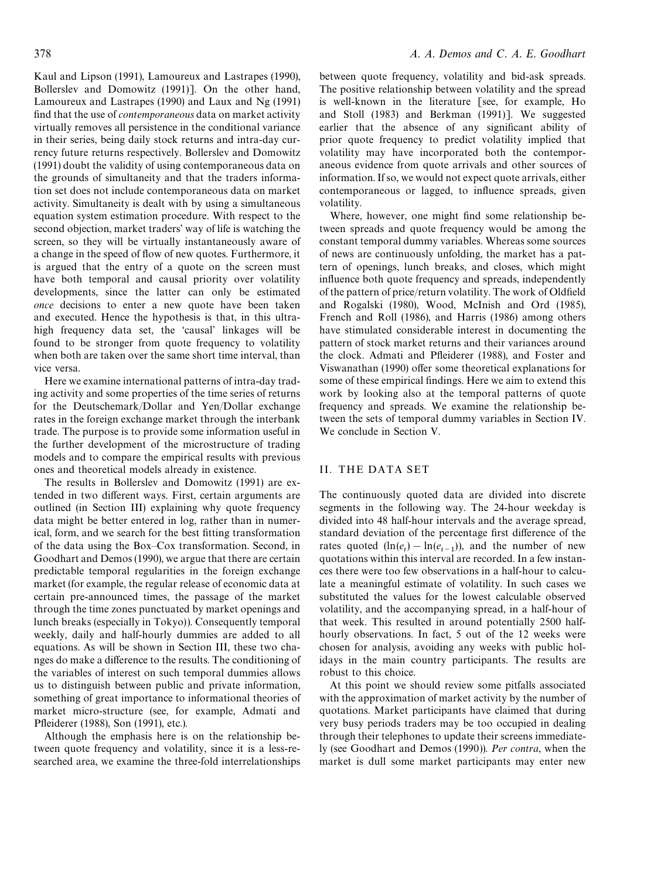Kaul and Lipson (1991), Lamoureux and Lastrapes (1990), Bollerslev and Domowitz (1991)]. On the other hand, Lamoureux and Lastrapes (1990) and Laux and Ng (1991) find that the use of *contemporaneous* data on market activity virtually removes all persistence in the conditional variance in their series, being daily stock returns and intra-day currency future returns respectively. Bollerslev and Domowitz (1991) doubt the validity of using contemporaneous data on the grounds of simultaneity and that the traders information set does not include contemporaneous data on market activity. Simultaneity is dealt with by using a simultaneous equation system estimation procedure. With respect to the second objection, market traders' way of life is watching the screen, so they will be virtually instantaneously aware of a change in the speed of flow of new quotes. Furthermore, it is argued that the entry of a quote on the screen must have both temporal and causal priority over volatility developments, since the latter can only be estimated *once* decisions to enter a new quote have been taken and executed. Hence the hypothesis is that, in this ultra-high frequency data set, the 'causal' linkages will be found to be stronger from quote frequency to volatility when both are taken over the same short time interval, than vice versa.

Here we examine international patterns of intra-day trading activity and some properties of the time series of returns for the Deutschemark/Dollar and Yen/Dollar exchange rates in the foreign exchange market through the interbank trade. The purpose is to provide some information useful in the further development of the microstructure of trading models and to compare the empirical results with previous ones and theoretical models already in existence.

The results in Bollerslev and Domowitz (1991) are extended in two different ways. First, certain arguments are outlined (in Section III) explaining why quote frequency data might be better entered in log, rather than in numerical, form, and we search for the best fitting transformation of the data using the Box–Cox transformation. Second, in Goodhart and Demos (1990), we argue that there are certain predictable temporal regularities in the foreign exchange market (for example, the regular release of economic data at certain pre-announced times, the passage of the market through the time zones punctuated by market openings and lunch breaks (especially in Tokyo)). Consequently temporal weekly, daily and half-hourly dummies are added to all equations. As will be shown in Section III, these two changes do make a difference to the results. The conditioning of the variables of interest on such temporal dummies allows us to distinguish between public and private information, something of great importance to informational theories of market micro-structure (see, for example, Admati and Pfleiderer (1988), Son (1991), etc.).

Although the emphasis here is on the relationship between quote frequency and volatility, since it is a less-researched area, we examine the three-fold interrelationships between quote frequency, volatility and bid-ask spreads. The positive relationship between volatility and the spread is well-known in the literature [see, for example, Ho and Stoll (1983) and Berkman (1991)]. We suggested earlier that the absence of any significant ability of prior quote frequency to predict volatility implied that volatility may have incorporated both the contemporaneous evidence from quote arrivals and other sources of information. If so, we would not expect quote arrivals, either contemporaneous or lagged, to influence spreads, given volatility.

Where, however, one might find some relationship between spreads and quote frequency would be among the constant temporal dummy variables. Whereas some sources of news are continuously unfolding, the market has a pattern of openings, lunch breaks, and closes, which might influence both quote frequency and spreads, independently of the pattern of price/return volatility. The work of Oldfield and Rogalski (1980), Wood, McInish and Ord (1985), French and Roll (1986), and Harris (1986) among others have stimulated considerable interest in documenting the pattern of stock market returns and their variances around the clock. Admati and Pfleiderer (1988), and Foster and Viswanathan (1990) offer some theoretical explanations for some of these empirical findings. Here we aim to extend this work by looking also at the temporal patterns of quote frequency and spreads. We examine the relationship between the sets of temporal dummy variables in Section IV. We conclude in Section V.

## II. THE DATA SET

The continuously quoted data are divided into discrete segments in the following way. The 24-hour weekday is divided into 48 half-hour intervals and the average spread, standard deviation of the percentage first difference of the rates quoted $(\ln(e_t) - \ln(e_{t-1}))$, and the number of new quotations within this interval are recorded. In a few instances there were too few observations in a half-hour to calculate a meaningful estimate of volatility. In such cases we substituted the values for the lowest calculable observed volatility, and the accompanying spread, in a half-hour of that week. This resulted in around potentially 2500 half-hourly observations. In fact, 5 out of the 12 weeks were chosen for analysis, avoiding any weeks with public holidays in the main country participants. The results are robust to this choice.

At this point we should review some pitfalls associated with the approximation of market activity by the number of quotations. Market participants have claimed that during very busy periods traders may be too occupied in dealing through their telephones to update their screens immediately (see Goodhart and Demos (1990)). *Per contra*, when the market is dull some market participants may enter new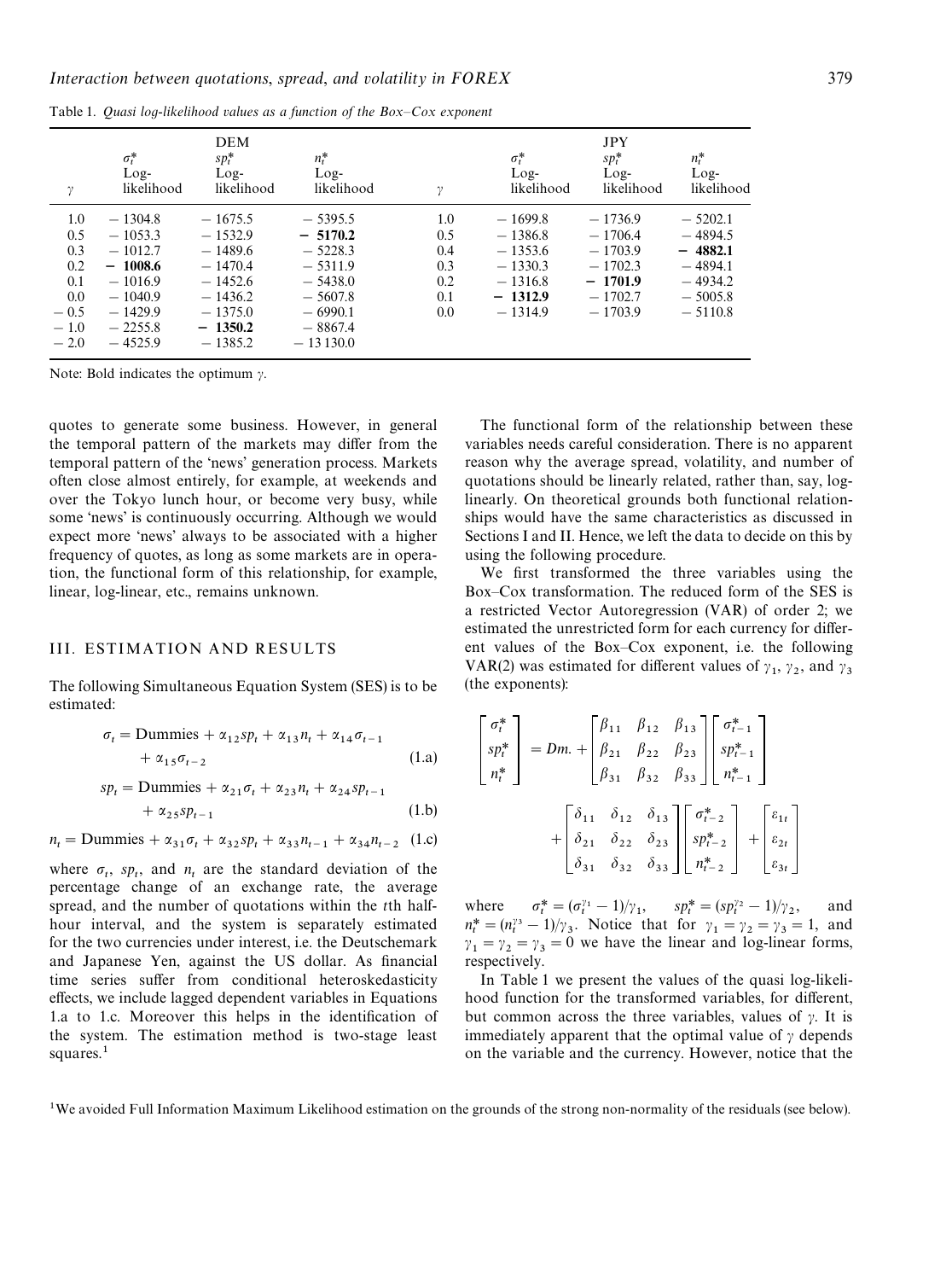Table 1. *Quasi log-likelihood values as a function of the Box–Cox exponent*

| | DEM | | | | JPY | | |
|---|---|---|---|---|---|---|---|
| $\gamma$ | $\sigma_t^*$ Log-likelihood | $sp_t^*$ Log-likelihood | $n_t^*$ Log-likelihood | $\gamma$ | $\sigma_t^*$ Log-likelihood | $sp_t^*$ Log-likelihood | $n_t^*$ Log-likelihood |
| 1.0 | − 1304.8 | − 1675.5 | − 5395.5 | 1.0 | − 1699.8 | − 1736.9 | − 5202.1 |
| 0.5 | − 1053.3 | − 1532.9 | **− 5170.2** | 0.5 | − 1386.8 | − 1706.4 | − 4894.5 |
| 0.3 | − 1012.7 | − 1489.6 | − 5228.3 | 0.4 | − 1353.6 | − 1703.9 | **− 4882.1** |
| 0.2 | **− 1008.6** | − 1470.4 | − 5311.9 | 0.3 | − 1330.3 | − 1702.3 | − 4894.1 |
| 0.1 | − 1016.9 | − 1452.6 | − 5438.0 | 0.2 | − 1316.8 | **− 1701.9** | − 4934.2 |
| 0.0 | − 1040.9 | − 1436.2 | − 5607.8 | 0.1 | **− 1312.9** | − 1702.7 | − 5005.8 |
| − 0.5 | − 1429.9 | − 1375.0 | − 6990.1 | 0.0 | − 1314.9 | − 1703.9 | − 5110.8 |
| − 1.0 | − 2255.8 | **− 1350.2** | − 8867.4 | | | | |
| − 2.0 | − 4525.9 | − 1385.2 | − 13 130.0 | | | | |

Note: Bold indicates the optimum $\gamma$.

quotes to generate some business. However, in general the temporal pattern of the markets may differ from the temporal pattern of the 'news' generation process. Markets often close almost entirely, for example, at weekends and over the Tokyo lunch hour, or become very busy, while some 'news' is continuously occurring. Although we would expect more 'news' always to be associated with a higher frequency of quotes, as long as some markets are in operation, the functional form of this relationship, for example, linear, log-linear, etc., remains unknown.

## III. ESTIMATION AND RESULTS

The following Simultaneous Equation System (SES) is to be estimated:

$$\sigma_t = \text{Dummies} + \alpha_{12} sp_t + \alpha_{13} n_t + \alpha_{14}\sigma_{t-1} + \alpha_{15}\sigma_{t-2} \quad (1.a)$$

$$sp_t = \text{Dummies} + \alpha_{21}\sigma_t + \alpha_{23} n_t + \alpha_{24} sp_{t-1} + \alpha_{25} sp_{t-1} \quad (1.b)$$

$$n_t = \text{Dummies} + \alpha_{31}\sigma_t + \alpha_{32} sp_t + \alpha_{33} n_{t-1} + \alpha_{34} n_{t-2} \quad (1.c)$$

where $\sigma_t$, $sp_t$, and $n_t$ are the standard deviation of the percentage change of an exchange rate, the average spread, and the number of quotations within the $t$th half-hour interval, and the system is separately estimated for the two currencies under interest, i.e. the Deutschemark and Japanese Yen, against the US dollar. As financial time series suffer from conditional heteroskedasticity effects, we include lagged dependent variables in Equations 1.a to 1.c. Moreover this helps in the identification of the system. The estimation method is two-stage least squares.[1]

The functional form of the relationship between these variables needs careful consideration. There is no apparent reason why the average spread, volatility, and number of quotations should be linearly related, rather than, say, log-linearly. On theoretical grounds both functional relationships would have the same characteristics as discussed in Sections I and II. Hence, we left the data to decide on this by using the following procedure.

We first transformed the three variables using the Box–Cox transformation. The reduced form of the SES is a restricted Vector Autoregression (VAR) of order 2; we estimated the unrestricted form for each currency for different values of the Box–Cox exponent, i.e. the following VAR(2) was estimated for different values of $\gamma_1$, $\gamma_2$, and $\gamma_3$ (the exponents):

$$\begin{bmatrix} \sigma_t^* \\ sp_t^* \\ n_t^* \end{bmatrix} = Dm. + \begin{bmatrix} \beta_{11} & \beta_{12} & \beta_{13} \\ \beta_{21} & \beta_{22} & \beta_{23} \\ \beta_{31} & \beta_{32} & \beta_{33} \end{bmatrix} \begin{bmatrix} \sigma_{t-1}^* \\ sp_{t-1}^* \\ n_{t-1}^* \end{bmatrix} + \begin{bmatrix} \delta_{11} & \delta_{12} & \delta_{13} \\ \delta_{21} & \delta_{22} & \delta_{23} \\ \delta_{31} & \delta_{32} & \delta_{33} \end{bmatrix} \begin{bmatrix} \sigma_{t-2}^* \\ sp_{t-2}^* \\ n_{t-2}^* \end{bmatrix} + \begin{bmatrix} \varepsilon_{1t} \\ \varepsilon_{2t} \\ \varepsilon_{3t} \end{bmatrix}$$

where $\sigma_t^* = (\sigma_t^{\gamma_1} - 1)/\gamma_1$, $sp_t^* = (sp_t^{\gamma_2} - 1)/\gamma_2$, and $n_t^* = (n_t^{\gamma_3} - 1)/\gamma_3$. Notice that for $\gamma_1 = \gamma_2 = \gamma_3 = 1$, and $\gamma_1 = \gamma_2 = \gamma_3 = 0$ we have the linear and log-linear forms, respectively.

In Table 1 we present the values of the quasi log-likelihood function for the transformed variables, for different, but common across the three variables, values of $\gamma$. It is immediately apparent that the optimal value of $\gamma$ depends on the variable and the currency. However, notice that the

[1] We avoided Full Information Maximum Likelihood estimation on the grounds of the strong non-normality of the residuals (see below).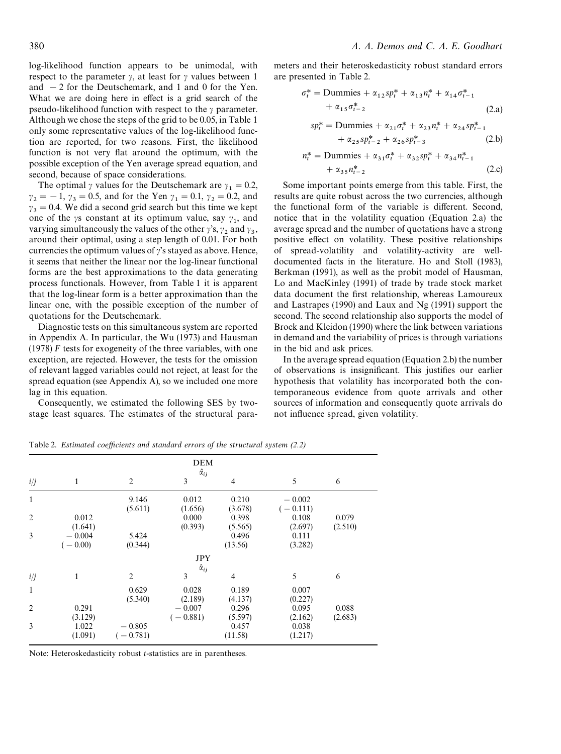log-likelihood function appears to be unimodal, with respect to the parameter $\gamma$, at least for $\gamma$ values between 1 and $-2$ for the Deutschemark, and 1 and 0 for the Yen. What we are doing here in effect is a grid search of the pseudo-likelihood function with respect to the $\gamma$ parameter. Although we chose the steps of the grid to be 0.05, in Table 1 only some representative values of the log-likelihood function are reported, for two reasons. First, the likelihood function is not very flat around the optimum, with the possible exception of the Yen average spread equation, and second, because of space considerations.

The optimal $\gamma$ values for the Deutschemark are $\gamma_1 = 0.2$, $\gamma_2 = -1$, $\gamma_3 = 0.5$, and for the Yen $\gamma_1 = 0.1$, $\gamma_2 = 0.2$, and $\gamma_3 = 0.4$. We did a second grid search but this time we kept one of the $\gamma$s constant at its optimum value, say $\gamma_1$, and varying simultaneously the values of the other $\gamma$'s, $\gamma_2$ and $\gamma_3$, around their optimal, using a step length of 0.01. For both currencies the optimum values of $\gamma$'s stayed as above. Hence, it seems that neither the linear nor the log-linear functional forms are the best approximations to the data generating process functionals. However, from Table 1 it is apparent that the log-linear form is a better approximation than the linear one, with the possible exception of the number of quotations for the Deutschemark.

Diagnostic tests on this simultaneous system are reported in Appendix A. In particular, the Wu (1973) and Hausman (1978) $F$ tests for exogeneity of the three variables, with one exception, are rejected. However, the tests for the omission of relevant lagged variables could not reject, at least for the spread equation (see Appendix A), so we included one more lag in this equation.

Consequently, we estimated the following SES by two-stage least squares. The estimates of the structural parameters and their heteroskedasticity robust standard errors are presented in Table 2.

$$\sigma_t^* = \text{Dummies} + \alpha_{12} sp_t^* + \alpha_{13} n_t^* + \alpha_{14} \sigma_{t-1}^* + \alpha_{15} \sigma_{t-2}^* \tag{2.a}$$

$$sp_t^* = \text{Dummies} + \alpha_{21} \sigma_t^* + \alpha_{23} n_t^* + \alpha_{24} sp_{t-1}^* + \alpha_{25} sp_{t-2}^* + \alpha_{26} sp_{t-3}^* \tag{2.b}$$

$$n_t^* = \text{Dummies} + \alpha_{31} \sigma_t^* + \alpha_{32} sp_t^* + \alpha_{34} n_{t-1}^* + \alpha_{35} n_{t-2}^* \tag{2.c}$$

Some important points emerge from this table. First, the results are quite robust across the two currencies, although the functional form of the variable is different. Second, notice that in the volatility equation (Equation 2.a) the average spread and the number of quotations have a strong positive effect on volatility. These positive relationships of spread-volatility and volatility-activity are well-documented facts in the literature. Ho and Stoll (1983), Berkman (1991), as well as the probit model of Hausman, Lo and MacKinley (1991) of trade by trade stock market data document the first relationship, whereas Lamoureux and Lastrapes (1990) and Laux and Ng (1991) support the second. The second relationship also supports the model of Brock and Kleidon (1990) where the link between variations in demand and the variability of prices is through variations in the bid and ask prices.

In the average spread equation (Equation 2.b) the number of observations is insignificant. This justifies our earlier hypothesis that volatility has incorporated both the contemporaneous evidence from quote arrivals and other sources of information and consequently quote arrivals do not influence spread, given volatility.

Table 2. *Estimated coefficients and standard errors of the structural system (2.2)*

| | | | DEM $\hat{\alpha}_{ij}$ | | | |
|---|---|---|---|---|---|---|
| $i/j$ | 1 | 2 | 3 | 4 | 5 | 6 |
| 1 | | 9.146 (5.611) | 0.012 (1.656) | 0.210 (3.678) | $-0.002$ ($-0.111$) | |
| 2 | 0.012 (1.641) | | 0.000 (0.393) | 0.398 (5.565) | 0.108 (2.697) | 0.079 (2.510) |
| 3 | $-0.004$ ($-0.00$) | 5.424 (0.344) | | 0.496 (13.56) | 0.111 (3.282) | |
| | | | **JPY** $\hat{\alpha}_{ij}$ | | | |
| $i/j$ | 1 | 2 | 3 | 4 | 5 | 6 |
| 1 | | 0.629 (5.340) | 0.028 (2.189) | 0.189 (4.137) | 0.007 (0.227) | |
| 2 | 0.291 (3.129) | | $-0.007$ ($-0.881$) | 0.296 (5.597) | 0.095 (2.162) | 0.088 (2.683) |
| 3 | 1.022 (1.091) | $-0.805$ ($-0.781$) | | 0.457 (11.58) | 0.038 (1.217) | |

Note: Heteroskedasticity robust $t$-statistics are in parentheses.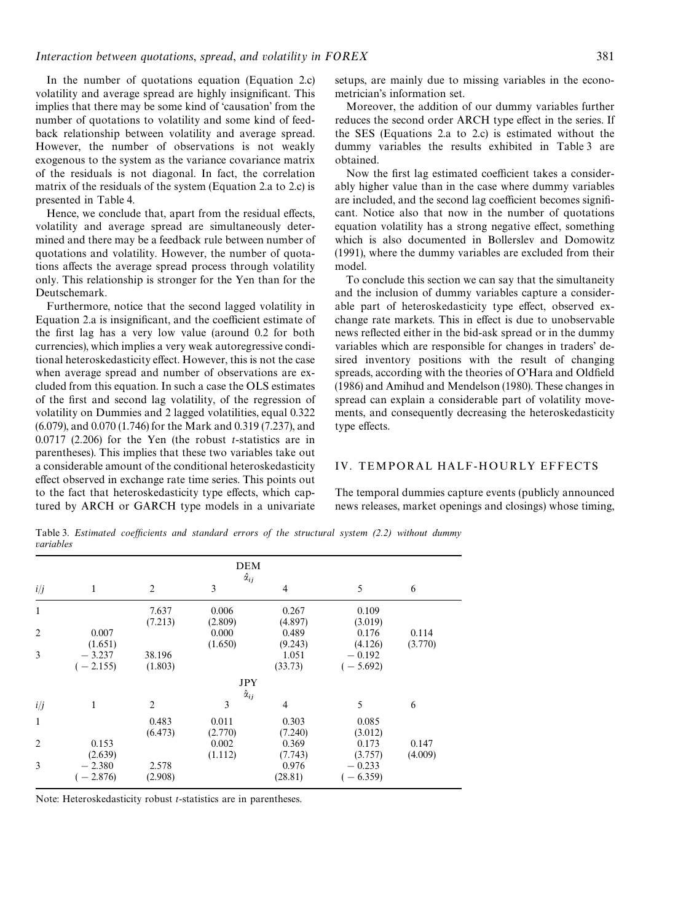In the number of quotations equation (Equation 2.c) volatility and average spread are highly insignificant. This implies that there may be some kind of 'causation' from the number of quotations to volatility and some kind of feedback relationship between volatility and average spread. However, the number of observations is not weakly exogenous to the system as the variance covariance matrix of the residuals is not diagonal. In fact, the correlation matrix of the residuals of the system (Equation 2.a to 2.c) is presented in Table 4.

Hence, we conclude that, apart from the residual effects, volatility and average spread are simultaneously determined and there may be a feedback rule between number of quotations and volatility. However, the number of quotations affects the average spread process through volatility only. This relationship is stronger for the Yen than for the Deutschemark.

Furthermore, notice that the second lagged volatility in Equation 2.a is insignificant, and the coefficient estimate of the first lag has a very low value (around 0.2 for both currencies), which implies a very weak autoregressive conditional heteroskedasticity effect. However, this is not the case when average spread and number of observations are excluded from this equation. In such a case the OLS estimates of the first and second lag volatility, of the regression of volatility on Dummies and 2 lagged volatilities, equal 0.322 (6.079), and 0.070 (1.746) for the Mark and 0.319 (7.237), and 0.0717 (2.206) for the Yen (the robust $t$-statistics are in parentheses). This implies that these two variables take out a considerable amount of the conditional heteroskedasticity effect observed in exchange rate time series. This points out to the fact that heteroskedasticity type effects, which captured by ARCH or GARCH type models in a univariate setups, are mainly due to missing variables in the econometrician's information set.

Moreover, the addition of our dummy variables further reduces the second order ARCH type effect in the series. If the SES (Equations 2.a to 2.c) is estimated without the dummy variables the results exhibited in Table 3 are obtained.

Now the first lag estimated coefficient takes a considerably higher value than in the case where dummy variables are included, and the second lag coefficient becomes significant. Notice also that now in the number of quotations equation volatility has a strong negative effect, something which is also documented in Bollerslev and Domowitz (1991), where the dummy variables are excluded from their model.

To conclude this section we can say that the simultaneity and the inclusion of dummy variables capture a considerable part of heteroskedasticity type effect, observed exchange rate markets. This in effect is due to unobservable news reflected either in the bid-ask spread or in the dummy variables which are responsible for changes in traders' desired inventory positions with the result of changing spreads, according with the theories of O'Hara and Oldfield (1986) and Amihud and Mendelson (1980). These changes in spread can explain a considerable part of volatility movements, and consequently decreasing the heteroskedasticity type effects.

## IV. TEMPORAL HALF-HOURLY EFFECTS

The temporal dummies capture events (publicly announced news releases, market openings and closings) whose timing,

Table 3. *Estimated coefficients and standard errors of the structural system (2.2) without dummy variables*

| | DEM $\hat{\alpha}_{ij}$ | | | | | |
|---|---|---|---|---|---|---|
| $i/j$ | 1 | 2 | 3 | 4 | 5 | 6 |
| 1 | | 7.637 (7.213) | 0.006 (2.809) | 0.267 (4.897) | 0.109 (3.019) | |
| 2 | 0.007 (1.651) | | 0.000 (1.650) | 0.489 (9.243) | 0.176 (4.126) | 0.114 (3.770) |
| 3 | −3.237 (−2.155) | 38.196 (1.803) | | 1.051 (33.73) | −0.192 (−5.692) | |
| | JPY $\hat{\alpha}_{ij}$ | | | | | |
| $i/j$ | 1 | 2 | 3 | 4 | 5 | 6 |
| 1 | | 0.483 (6.473) | 0.011 (2.770) | 0.303 (7.240) | 0.085 (3.012) | |
| 2 | 0.153 (2.639) | | 0.002 (1.112) | 0.369 (7.743) | 0.173 (3.757) | 0.147 (4.009) |
| 3 | −2.380 (−2.876) | 2.578 (2.908) | | 0.976 (28.81) | −0.233 (−6.359) | |

Note: Heteroskedasticity robust $t$-statistics are in parentheses.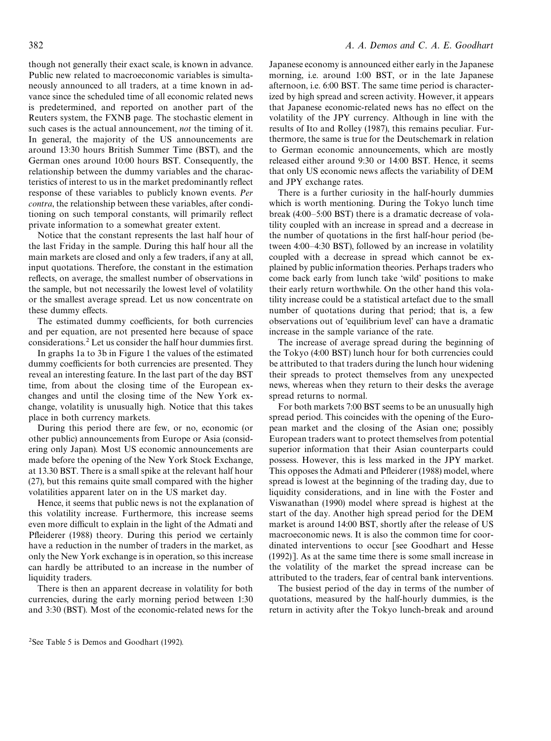though not generally their exact scale, is known in advance. Public new related to macroeconomic variables is simultaneously announced to all traders, at a time known in advance since the scheduled time of all economic related news is predetermined, and reported on another part of the Reuters system, the FXNB page. The stochastic element in such cases is the actual announcement, *not* the timing of it. In general, the majority of the US announcements are around 13:30 hours British Summer Time (BST), and the German ones around 10:00 hours BST. Consequently, the relationship between the dummy variables and the characteristics of interest to us in the market predominantly reflect response of these variables to publicly known events. *Per contra*, the relationship between these variables, after conditioning on such temporal constants, will primarily reflect private information to a somewhat greater extent.

Notice that the constant represents the last half hour of the last Friday in the sample. During this half hour all the main markets are closed and only a few traders, if any at all, input quotations. Therefore, the constant in the estimation reflects, on average, the smallest number of observations in the sample, but not necessarily the lowest level of volatility or the smallest average spread. Let us now concentrate on these dummy effects.

The estimated dummy coefficients, for both currencies and per equation, are not presented here because of space considerations.[2] Let us consider the half hour dummies first.

In graphs 1a to 3b in Figure 1 the values of the estimated dummy coefficients for both currencies are presented. They reveal an interesting feature. In the last part of the day BST time, from about the closing time of the European exchanges and until the closing time of the New York exchange, volatility is unusually high. Notice that this takes place in both currency markets.

During this period there are few, or no, economic (or other public) announcements from Europe or Asia (considering only Japan). Most US economic announcements are made before the opening of the New York Stock Exchange, at 13.30 BST. There is a small spike at the relevant half hour (27), but this remains quite small compared with the higher volatilities apparent later on in the US market day.

Hence, it seems that public news is not the explanation of this volatility increase. Furthermore, this increase seems even more difficult to explain in the light of the Admati and Pfleiderer (1988) theory. During this period we certainly have a reduction in the number of traders in the market, as only the New York exchange is in operation, so this increase can hardly be attributed to an increase in the number of liquidity traders.

There is then an apparent decrease in volatility for both currencies, during the early morning period between 1:30 and 3:30 (BST). Most of the economic-related news for the Japanese economy is announced either early in the Japanese morning, i.e. around 1:00 BST, or in the late Japanese afternoon, i.e. 6:00 BST. The same time period is characterized by high spread and screen activity. However, it appears that Japanese economic-related news has no effect on the volatility of the JPY currency. Although in line with the results of Ito and Rolley (1987), this remains peculiar. Furthermore, the same is true for the Deutschemark in relation to German economic announcements, which are mostly released either around 9:30 or 14:00 BST. Hence, it seems that only US economic news affects the variability of DEM and JPY exchange rates.

There is a further curiosity in the half-hourly dummies which is worth mentioning. During the Tokyo lunch time break (4:00–5:00 BST) there is a dramatic decrease of volatility coupled with an increase in spread and a decrease in the number of quotations in the first half-hour period (between 4:00–4:30 BST), followed by an increase in volatility coupled with a decrease in spread which cannot be explained by public information theories. Perhaps traders who come back early from lunch take 'wild' positions to make their early return worthwhile. On the other hand this volatility increase could be a statistical artefact due to the small number of quotations during that period; that is, a few observations out of 'equilibrium level' can have a dramatic increase in the sample variance of the rate.

The increase of average spread during the beginning of the Tokyo (4:00 BST) lunch hour for both currencies could be attributed to that traders during the lunch hour widening their spreads to protect themselves from any unexpected news, whereas when they return to their desks the average spread returns to normal.

For both markets 7:00 BST seems to be an unusually high spread period. This coincides with the opening of the European market and the closing of the Asian one; possibly European traders want to protect themselves from potential superior information that their Asian counterparts could possess. However, this is less marked in the JPY market. This opposes the Admati and Pfleiderer (1988) model, where spread is lowest at the beginning of the trading day, due to liquidity considerations, and in line with the Foster and Viswanathan (1990) model where spread is highest at the start of the day. Another high spread period for the DEM market is around 14:00 BST, shortly after the release of US macroeconomic news. It is also the common time for coordinated interventions to occur [see Goodhart and Hesse (1992)]. As at the same time there is some small increase in the volatility of the market the spread increase can be attributed to the traders, fear of central bank interventions.

The busiest period of the day in terms of the number of quotations, measured by the half-hourly dummies, is the return in activity after the Tokyo lunch-break and around

[2]See Table 5 is Demos and Goodhart (1992).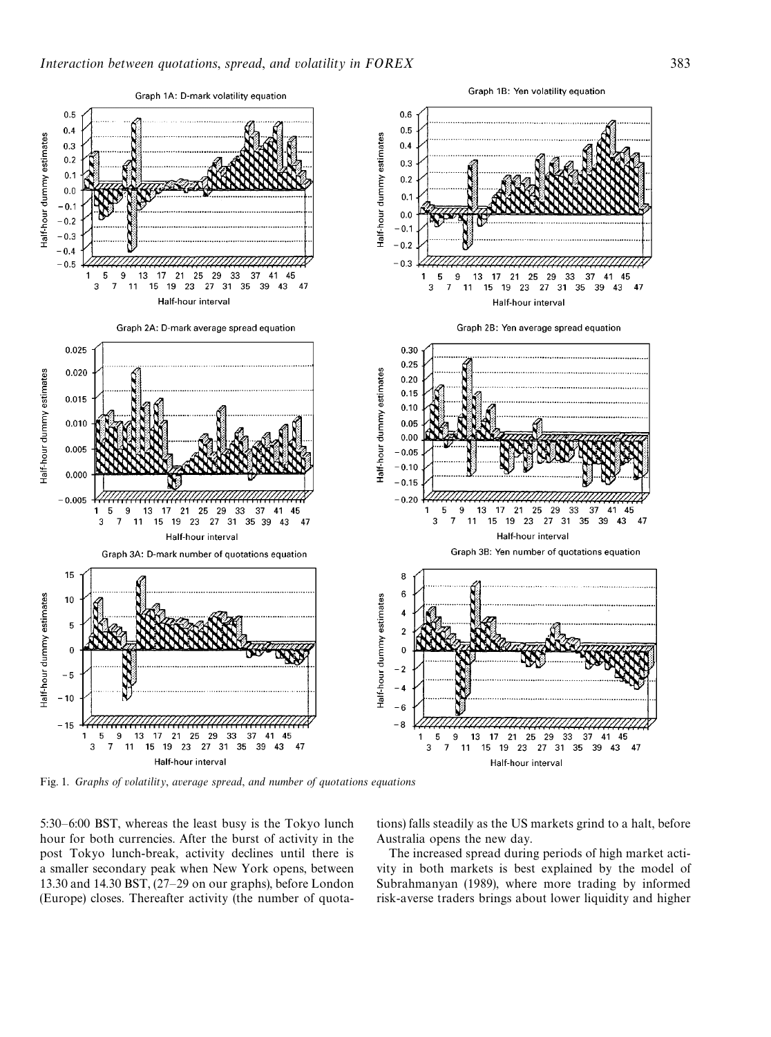Fig. 1. *Graphs of volatility, average spread, and number of quotations equations*

5:30–6:00 BST, whereas the least busy is the Tokyo lunch hour for both currencies. After the burst of activity in the post Tokyo lunch-break, activity declines until there is a smaller secondary peak when New York opens, between 13.30 and 14.30 BST, (27–29 on our graphs), before London (Europe) closes. Thereafter activity (the number of quotations) falls steadily as the US markets grind to a halt, before Australia opens the new day.

The increased spread during periods of high market activity in both markets is best explained by the model of Subrahmanyan (1989), where more trading by informed risk-averse traders brings about lower liquidity and higher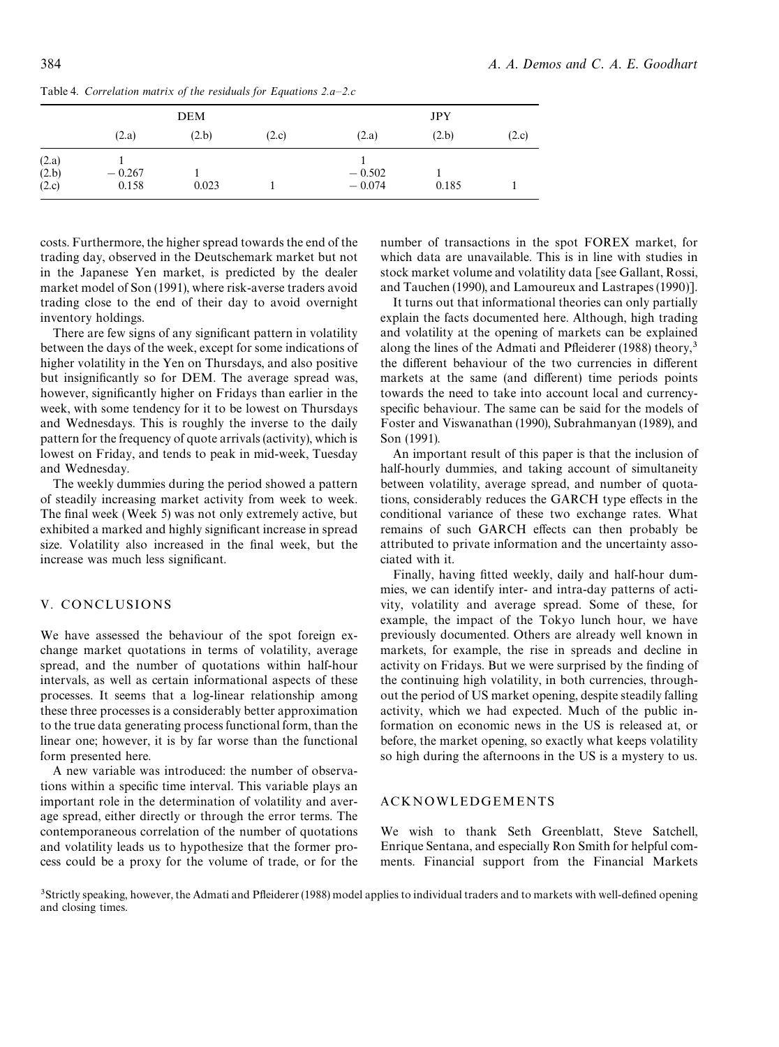Table 4. *Correlation matrix of the residuals for Equations 2.a–2.c*

| | DEM | | | JPY | | |
|---|---|---|---|---|---|---|
| | (2.a) | (2.b) | (2.c) | (2.a) | (2.b) | (2.c) |
| (2.a) | 1 | | | 1 | | |
| (2.b) | −0.267 | 1 | | −0.502 | 1 | |
| (2.c) | 0.158 | 0.023 | 1 | −0.074 | 0.185 | 1 |

costs. Furthermore, the higher spread towards the end of the trading day, observed in the Deutschemark market but not in the Japanese Yen market, is predicted by the dealer market model of Son (1991), where risk-averse traders avoid trading close to the end of their day to avoid overnight inventory holdings.

There are few signs of any significant pattern in volatility between the days of the week, except for some indications of higher volatility in the Yen on Thursdays, and also positive but insignificantly so for DEM. The average spread was, however, significantly higher on Fridays than earlier in the week, with some tendency for it to be lowest on Thursdays and Wednesdays. This is roughly the inverse to the daily pattern for the frequency of quote arrivals (activity), which is lowest on Friday, and tends to peak in mid-week, Tuesday and Wednesday.

The weekly dummies during the period showed a pattern of steadily increasing market activity from week to week. The final week (Week 5) was not only extremely active, but exhibited a marked and highly significant increase in spread size. Volatility also increased in the final week, but the increase was much less significant.

## V. CONCLUSIONS

We have assessed the behaviour of the spot foreign exchange market quotations in terms of volatility, average spread, and the number of quotations within half-hour intervals, as well as certain informational aspects of these processes. It seems that a log-linear relationship among these three processes is a considerably better approximation to the true data generating process functional form, than the linear one; however, it is by far worse than the functional form presented here.

A new variable was introduced: the number of observations within a specific time interval. This variable plays an important role in the determination of volatility and average spread, either directly or through the error terms. The contemporaneous correlation of the number of quotations and volatility leads us to hypothesize that the former process could be a proxy for the volume of trade, or for the number of transactions in the spot FOREX market, for which data are unavailable. This is in line with studies in stock market volume and volatility data [see Gallant, Rossi, and Tauchen (1990), and Lamoureux and Lastrapes (1990)].

It turns out that informational theories can only partially explain the facts documented here. Although, high trading and volatility at the opening of markets can be explained along the lines of the Admati and Pfleiderer (1988) theory,[3] the different behaviour of the two currencies in different markets at the same (and different) time periods points towards the need to take into account local and currency-specific behaviour. The same can be said for the models of Foster and Viswanathan (1990), Subrahmanyan (1989), and Son (1991).

An important result of this paper is that the inclusion of half-hourly dummies, and taking account of simultaneity between volatility, average spread, and number of quotations, considerably reduces the GARCH type effects in the conditional variance of these two exchange rates. What remains of such GARCH effects can then probably be attributed to private information and the uncertainty associated with it.

Finally, having fitted weekly, daily and half-hour dummies, we can identify inter- and intra-day patterns of activity, volatility and average spread. Some of these, for example, the impact of the Tokyo lunch hour, we have previously documented. Others are already well known in markets, for example, the rise in spreads and decline in activity on Fridays. But we were surprised by the finding of the continuing high volatility, in both currencies, throughout the period of US market opening, despite steadily falling activity, which we had expected. Much of the public information on economic news in the US is released at, or before, the market opening, so exactly what keeps volatility so high during the afternoons in the US is a mystery to us.

## ACKNOWLEDGEMENTS

We wish to thank Seth Greenblatt, Steve Satchell, Enrique Sentana, and especially Ron Smith for helpful comments. Financial support from the Financial Markets

[3] Strictly speaking, however, the Admati and Pfleiderer (1988) model applies to individual traders and to markets with well-defined opening and closing times.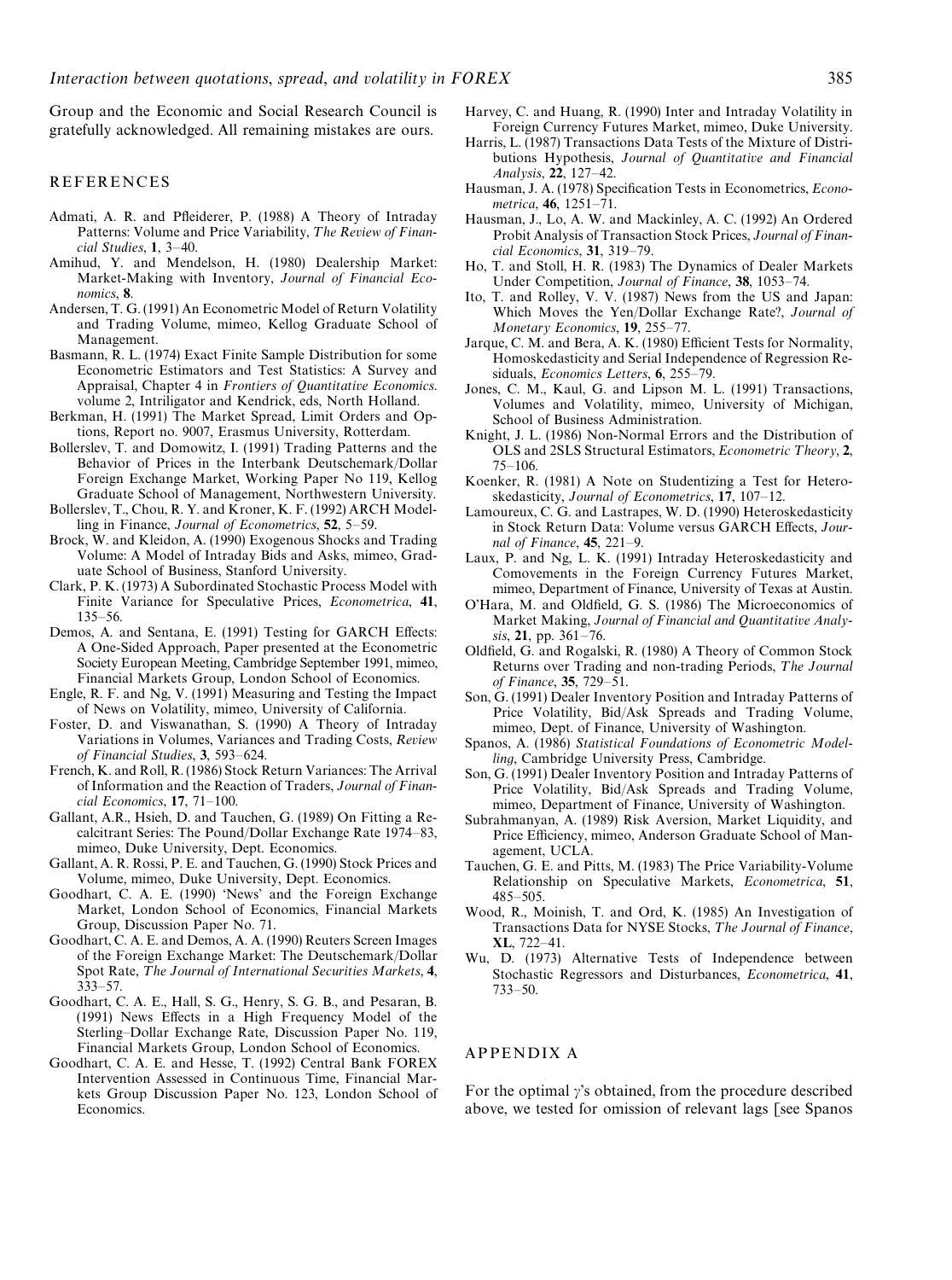Group and the Economic and Social Research Council is gratefully acknowledged. All remaining mistakes are ours.

## REFERENCES

Admati, A. R. and Pfleiderer, P. (1988) A Theory of Intraday Patterns: Volume and Price Variability, *The Review of Financial Studies*, **1**, 3–40.

Amihud, Y. and Mendelson, H. (1980) Dealership Market: Market-Making with Inventory, *Journal of Financial Economics*, **8**.

Andersen, T. G. (1991) An Econometric Model of Return Volatility and Trading Volume, mimeo, Kellog Graduate School of Management.

Basmann, R. L. (1974) Exact Finite Sample Distribution for some Econometric Estimators and Test Statistics: A Survey and Appraisal, Chapter 4 in *Frontiers of Quantitative Economics.* volume 2, Intriligator and Kendrick, eds, North Holland.

Berkman, H. (1991) The Market Spread, Limit Orders and Options, Report no. 9007, Erasmus University, Rotterdam.

Bollerslev, T. and Domowitz, I. (1991) Trading Patterns and the Behavior of Prices in the Interbank Deutschemark/Dollar Foreign Exchange Market, Working Paper No 119, Kellog Graduate School of Management, Northwestern University.

Bollerslev, T., Chou, R. Y. and Kroner, K. F. (1992) ARCH Modelling in Finance, *Journal of Econometrics*, **52**, 5–59.

Brock, W. and Kleidon, A. (1990) Exogenous Shocks and Trading Volume: A Model of Intraday Bids and Asks, mimeo, Graduate School of Business, Stanford University.

Clark, P. K. (1973) A Subordinated Stochastic Process Model with Finite Variance for Speculative Prices, *Econometrica*, **41**, 135–56.

Demos, A. and Sentana, E. (1991) Testing for GARCH Effects: A One-Sided Approach, Paper presented at the Econometric Society European Meeting, Cambridge September 1991, mimeo, Financial Markets Group, London School of Economics.

Engle, R. F. and Ng, V. (1991) Measuring and Testing the Impact of News on Volatility, mimeo, University of California.

Foster, D. and Viswanathan, S. (1990) A Theory of Intraday Variations in Volumes, Variances and Trading Costs, *Review of Financial Studies*, **3**, 593–624.

French, K. and Roll, R. (1986) Stock Return Variances: The Arrival of Information and the Reaction of Traders, *Journal of Financial Economics*, **17**, 71–100.

Gallant, A.R., Hsieh, D. and Tauchen, G. (1989) On Fitting a Recalcitrant Series: The Pound/Dollar Exchange Rate 1974–83, mimeo, Duke University, Dept. Economics.

Gallant, A. R. Rossi, P. E. and Tauchen, G. (1990) Stock Prices and Volume, mimeo, Duke University, Dept. Economics.

Goodhart, C. A. E. (1990) 'News' and the Foreign Exchange Market, London School of Economics, Financial Markets Group, Discussion Paper No. 71.

Goodhart, C. A. E. and Demos, A. A. (1990) Reuters Screen Images of the Foreign Exchange Market: The Deutschemark/Dollar Spot Rate, *The Journal of International Securities Markets*, **4**, 333–57.

Goodhart, C. A. E., Hall, S. G., Henry, S. G. B., and Pesaran, B. (1991) News Effects in a High Frequency Model of the Sterling–Dollar Exchange Rate, Discussion Paper No. 119, Financial Markets Group, London School of Economics.

Goodhart, C. A. E. and Hesse, T. (1992) Central Bank FOREX Intervention Assessed in Continuous Time, Financial Markets Group Discussion Paper No. 123, London School of Economics.

Harvey, C. and Huang, R. (1990) Inter and Intraday Volatility in Foreign Currency Futures Market, mimeo, Duke University.

Harris, L. (1987) Transactions Data Tests of the Mixture of Distributions Hypothesis, *Journal of Quantitative and Financial Analysis*, **22**, 127–42.

Hausman, J. A. (1978) Specification Tests in Econometrics, *Econometrica*, **46**, 1251–71.

Hausman, J., Lo, A. W. and Mackinley, A. C. (1992) An Ordered Probit Analysis of Transaction Stock Prices, *Journal of Financial Economics*, **31**, 319–79.

Ho, T. and Stoll, H. R. (1983) The Dynamics of Dealer Markets Under Competition, *Journal of Finance*, **38**, 1053–74.

Ito, T. and Rolley, V. V. (1987) News from the US and Japan: Which Moves the Yen/Dollar Exchange Rate?, *Journal of Monetary Economics*, **19**, 255–77.

Jarque, C. M. and Bera, A. K. (1980) Efficient Tests for Normality, Homoskedasticity and Serial Independence of Regression Residuals, *Economics Letters*, **6**, 255–79.

Jones, C. M., Kaul, G. and Lipson M. L. (1991) Transactions, Volumes and Volatility, mimeo, University of Michigan, School of Business Administration.

Knight, J. L. (1986) Non-Normal Errors and the Distribution of OLS and 2SLS Structural Estimators, *Econometric Theory*, **2**, 75–106.

Koenker, R. (1981) A Note on Studentizing a Test for Heteroskedasticity, *Journal of Econometrics*, **17**, 107–12.

Lamoureux, C. G. and Lastrapes, W. D. (1990) Heteroskedasticity in Stock Return Data: Volume versus GARCH Effects, *Journal of Finance*, **45**, 221–9.

Laux, P. and Ng, L. K. (1991) Intraday Heteroskedasticity and Comovements in the Foreign Currency Futures Market, mimeo, Department of Finance, University of Texas at Austin.

O'Hara, M. and Oldfield, G. S. (1986) The Microeconomics of Market Making, *Journal of Financial and Quantitative Analysis*, **21**, pp. 361–76.

Oldfield, G. and Rogalski, R. (1980) A Theory of Common Stock Returns over Trading and non-trading Periods, *The Journal of Finance*, **35**, 729–51.

Son, G. (1991) Dealer Inventory Position and Intraday Patterns of Price Volatility, Bid/Ask Spreads and Trading Volume, mimeo, Dept. of Finance, University of Washington.

Spanos, A. (1986) *Statistical Foundations of Econometric Modelling*, Cambridge University Press, Cambridge.

Son, G. (1991) Dealer Inventory Position and Intraday Patterns of Price Volatility, Bid/Ask Spreads and Trading Volume, mimeo, Department of Finance, University of Washington.

Subrahmanyan, A. (1989) Risk Aversion, Market Liquidity, and Price Efficiency, mimeo, Anderson Graduate School of Management, UCLA.

Tauchen, G. E. and Pitts, M. (1983) The Price Variability-Volume Relationship on Speculative Markets, *Econometrica*, **51**, 485–505.

Wood, R., Moinish, T. and Ord, K. (1985) An Investigation of Transactions Data for NYSE Stocks, *The Journal of Finance*, **XL**, 722–41.

Wu, D. (1973) Alternative Tests of Independence between Stochastic Regressors and Disturbances, *Econometrica*, **41**, 733–50.

## APPENDIX A

For the optimal $\gamma$'s obtained, from the procedure described above, we tested for omission of relevant lags [see Spanos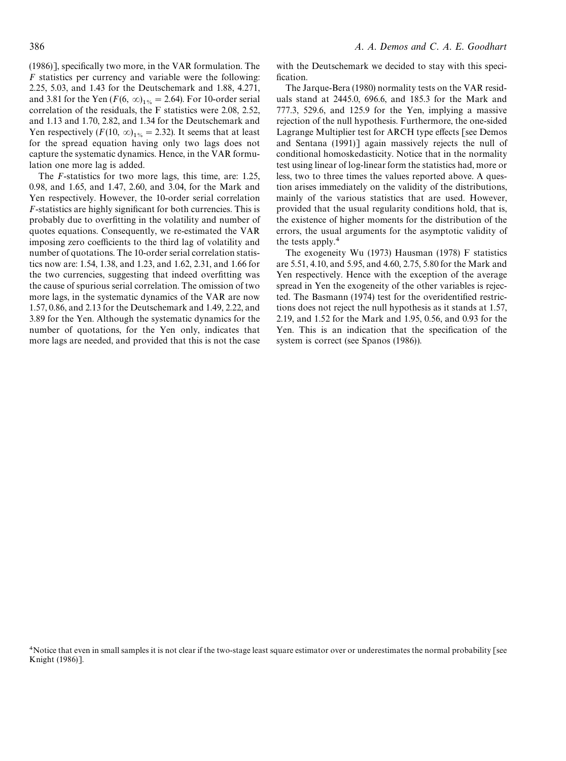(1986)], specifically two more, in the VAR formulation. The $F$ statistics per currency and variable were the following: 2.25, 5.03, and 1.43 for the Deutschemark and 1.88, 4.271, and 3.81 for the Yen ($F(6, \infty)_{1\%} = 2.64$). For 10-order serial correlation of the residuals, the F statistics were 2.08, 2.52, and 1.13 and 1.70, 2.82, and 1.34 for the Deutschemark and Yen respectively ($F(10, \infty)_{1\%} = 2.32$). It seems that at least for the spread equation having only two lags does not capture the systematic dynamics. Hence, in the VAR formulation one more lag is added.

The $F$-statistics for two more lags, this time, are: 1.25, 0.98, and 1.65, and 1.47, 2.60, and 3.04, for the Mark and Yen respectively. However, the 10-order serial correlation $F$-statistics are highly significant for both currencies. This is probably due to overfitting in the volatility and number of quotes equations. Consequently, we re-estimated the VAR imposing zero coefficients to the third lag of volatility and number of quotations. The 10-order serial correlation statistics now are: 1.54, 1.38, and 1.23, and 1.62, 2.31, and 1.66 for the two currencies, suggesting that indeed overfitting was the cause of spurious serial correlation. The omission of two more lags, in the systematic dynamics of the VAR are now 1.57, 0.86, and 2.13 for the Deutschemark and 1.49, 2.22, and 3.89 for the Yen. Although the systematic dynamics for the number of quotations, for the Yen only, indicates that more lags are needed, and provided that this is not the case with the Deutschemark we decided to stay with this specification.

The Jarque-Bera (1980) normality tests on the VAR residuals stand at 2445.0, 696.6, and 185.3 for the Mark and 777.3, 529.6, and 125.9 for the Yen, implying a massive rejection of the null hypothesis. Furthermore, the one-sided Lagrange Multiplier test for ARCH type effects [see Demos and Sentana (1991)] again massively rejects the null of conditional homoskedasticity. Notice that in the normality test using linear of log-linear form the statistics had, more or less, two to three times the values reported above. A question arises immediately on the validity of the distributions, mainly of the various statistics that are used. However, provided that the usual regularity conditions hold, that is, the existence of higher moments for the distribution of the errors, the usual arguments for the asymptotic validity of the tests apply.[4]

The exogeneity Wu (1973) Hausman (1978) F statistics are 5.51, 4.10, and 5.95, and 4.60, 2.75, 5.80 for the Mark and Yen respectively. Hence with the exception of the average spread in Yen the exogeneity of the other variables is rejected. The Basmann (1974) test for the overidentified restrictions does not reject the null hypothesis as it stands at 1.57, 2.19, and 1.52 for the Mark and 1.95, 0.56, and 0.93 for the Yen. This is an indication that the specification of the system is correct (see Spanos (1986)).

[4]Notice that even in small samples it is not clear if the two-stage least square estimator over or underestimates the normal probability [see Knight (1986)].